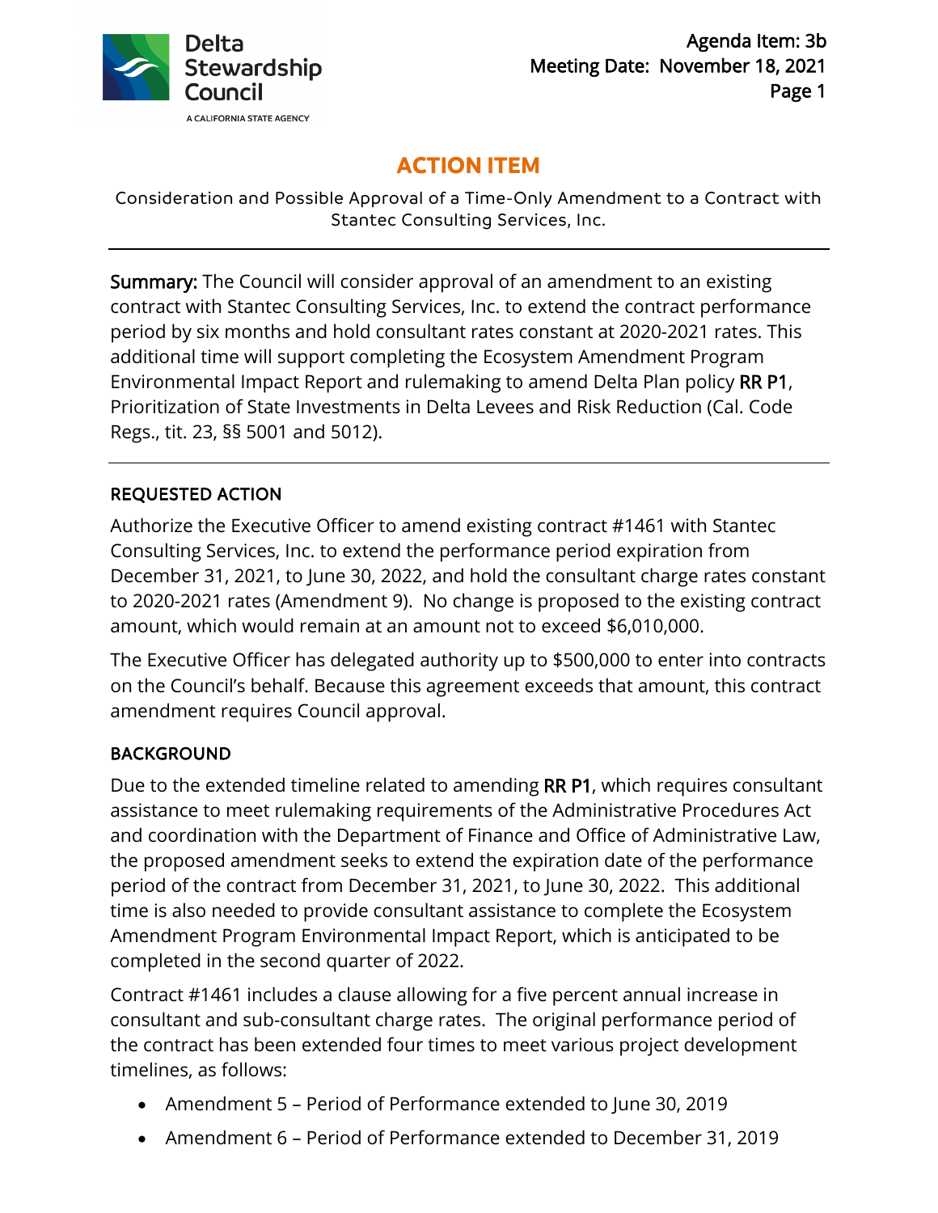Delta Stewardship Council

A CALIFORNIA STATE AGENCY

Agenda Item: 3b
Meeting Date: November 18, 2021

# ACTION ITEM

Consideration and Possible Approval of a Time-Only Amendment to a Contract with Stantec Consulting Services, Inc.

---

**Summary:** The Council will consider approval of an amendment to an existing contract with Stantec Consulting Services, Inc. to extend the contract performance period by six months and hold consultant rates constant at 2020-2021 rates. This additional time will support completing the Ecosystem Amendment Program Environmental Impact Report and rulemaking to amend Delta Plan policy **RR P1**, Prioritization of State Investments in Delta Levees and Risk Reduction (Cal. Code Regs., tit. 23, §§ 5001 and 5012).

---

## REQUESTED ACTION

Authorize the Executive Officer to amend existing contract #1461 with Stantec Consulting Services, Inc. to extend the performance period expiration from December 31, 2021, to June 30, 2022, and hold the consultant charge rates constant to 2020-2021 rates (Amendment 9). No change is proposed to the existing contract amount, which would remain at an amount not to exceed $6,010,000.

The Executive Officer has delegated authority up to $500,000 to enter into contracts on the Council's behalf. Because this agreement exceeds that amount, this contract amendment requires Council approval.

## BACKGROUND

Due to the extended timeline related to amending **RR P1**, which requires consultant assistance to meet rulemaking requirements of the Administrative Procedures Act and coordination with the Department of Finance and Office of Administrative Law, the proposed amendment seeks to extend the expiration date of the performance period of the contract from December 31, 2021, to June 30, 2022. This additional time is also needed to provide consultant assistance to complete the Ecosystem Amendment Program Environmental Impact Report, which is anticipated to be completed in the second quarter of 2022.

Contract #1461 includes a clause allowing for a five percent annual increase in consultant and sub-consultant charge rates. The original performance period of the contract has been extended four times to meet various project development timelines, as follows:

- Amendment 5 – Period of Performance extended to June 30, 2019
- Amendment 6 – Period of Performance extended to December 31, 2019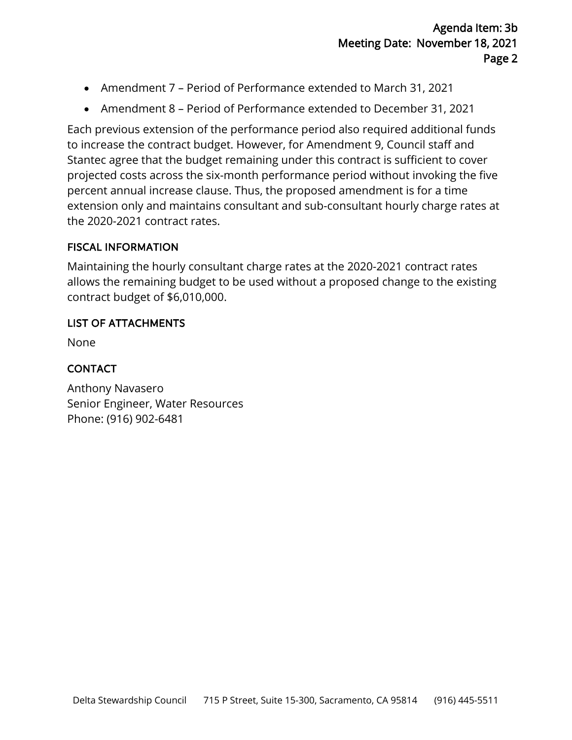- Amendment 7 – Period of Performance extended to March 31, 2021
- Amendment 8 – Period of Performance extended to December 31, 2021

Each previous extension of the performance period also required additional funds to increase the contract budget. However, for Amendment 9, Council staff and Stantec agree that the budget remaining under this contract is sufficient to cover projected costs across the six-month performance period without invoking the five percent annual increase clause. Thus, the proposed amendment is for a time extension only and maintains consultant and sub-consultant hourly charge rates at the 2020-2021 contract rates.

## FISCAL INFORMATION

Maintaining the hourly consultant charge rates at the 2020-2021 contract rates allows the remaining budget to be used without a proposed change to the existing contract budget of $6,010,000.

## LIST OF ATTACHMENTS

None

## CONTACT

Anthony Navasero
Senior Engineer, Water Resources
Phone: (916) 902-6481